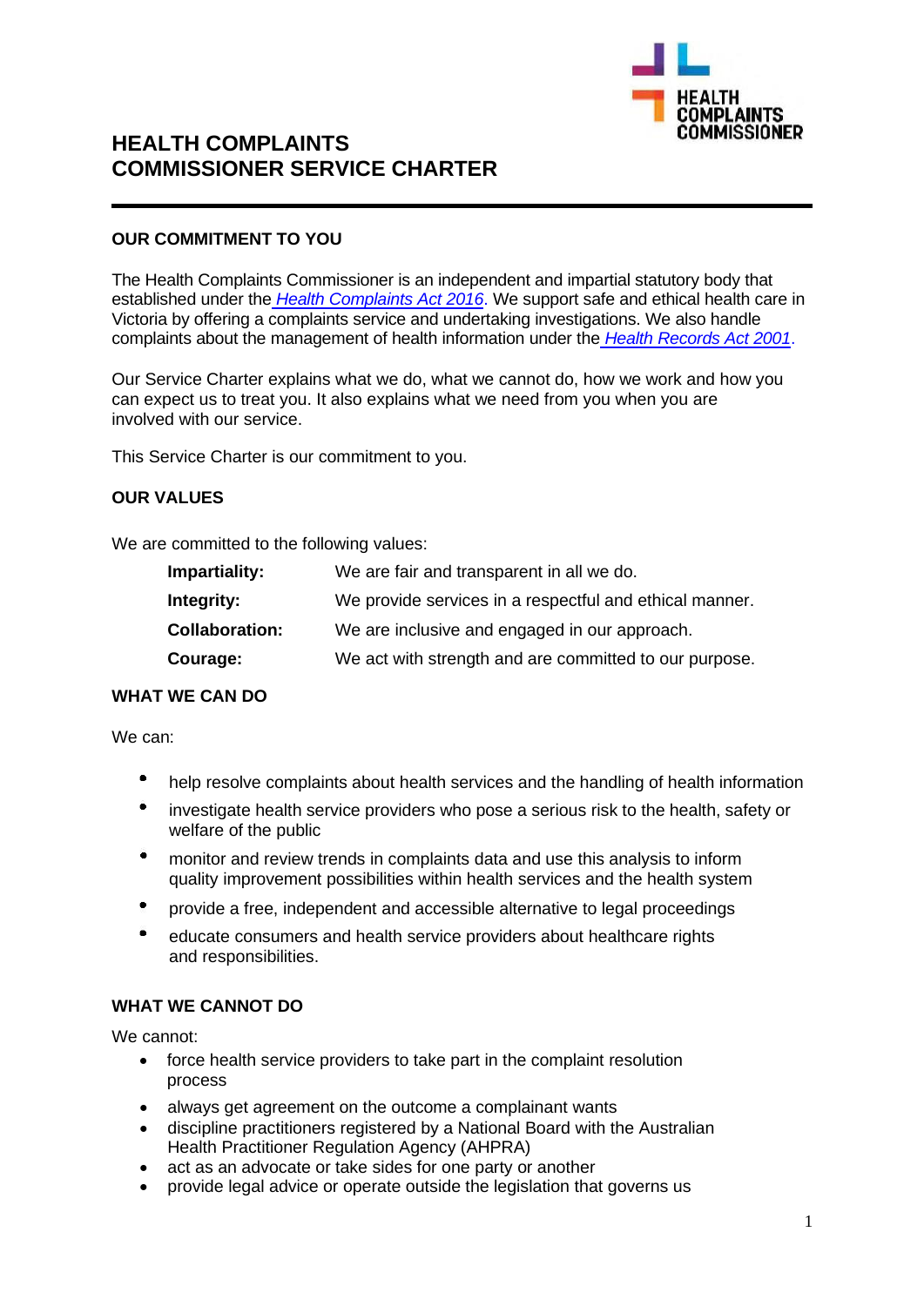# HEALTH COMPLAINTS COMMISSIONER SERVICE CHARTER

## OUR COMMITMENT TO YOU

The Health Complaints Commissioner is an independent and impartial statutory body that established under the *Health Complaints Act 2016*. We support safe and ethical health care in Victoria by offering a complaints service and undertaking investigations. We also handle complaints about the management of health information under the *Health Records Act 2001*.

Our Service Charter explains what we do, what we cannot do, how we work and how you can expect us to treat you. It also explains what we need from you when you are involved with our service.

This Service Charter is our commitment to you.

## OUR VALUES

We are committed to the following values:

| | |
|---|---|
| **Impartiality:** | We are fair and transparent in all we do. |
| **Integrity:** | We provide services in a respectful and ethical manner. |
| **Collaboration:** | We are inclusive and engaged in our approach. |
| **Courage:** | We act with strength and are committed to our purpose. |

## WHAT WE CAN DO

We can:

- help resolve complaints about health services and the handling of health information
- investigate health service providers who pose a serious risk to the health, safety or welfare of the public
- monitor and review trends in complaints data and use this analysis to inform quality improvement possibilities within health services and the health system
- provide a free, independent and accessible alternative to legal proceedings
- educate consumers and health service providers about healthcare rights and responsibilities.

## WHAT WE CANNOT DO

We cannot:

- force health service providers to take part in the complaint resolution process
- always get agreement on the outcome a complainant wants
- discipline practitioners registered by a National Board with the Australian Health Practitioner Regulation Agency (AHPRA)
- act as an advocate or take sides for one party or another
- provide legal advice or operate outside the legislation that governs us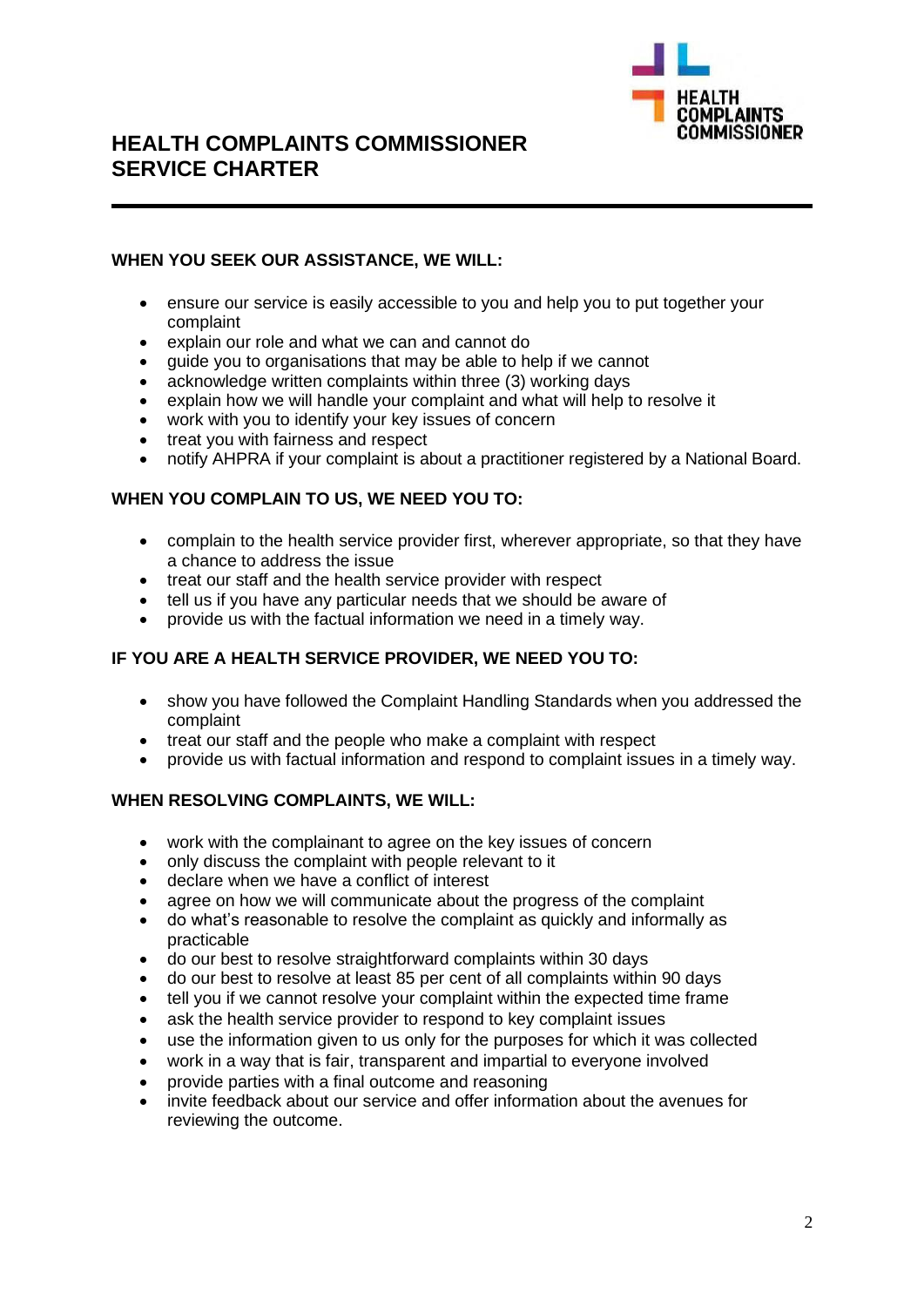# HEALTH COMPLAINTS COMMISSIONER SERVICE CHARTER

### WHEN YOU SEEK OUR ASSISTANCE, WE WILL:

- ensure our service is easily accessible to you and help you to put together your complaint
- explain our role and what we can and cannot do
- guide you to organisations that may be able to help if we cannot
- acknowledge written complaints within three (3) working days
- explain how we will handle your complaint and what will help to resolve it
- work with you to identify your key issues of concern
- treat you with fairness and respect
- notify AHPRA if your complaint is about a practitioner registered by a National Board.

### WHEN YOU COMPLAIN TO US, WE NEED YOU TO:

- complain to the health service provider first, wherever appropriate, so that they have a chance to address the issue
- treat our staff and the health service provider with respect
- tell us if you have any particular needs that we should be aware of
- provide us with the factual information we need in a timely way.

### IF YOU ARE A HEALTH SERVICE PROVIDER, WE NEED YOU TO:

- show you have followed the Complaint Handling Standards when you addressed the complaint
- treat our staff and the people who make a complaint with respect
- provide us with factual information and respond to complaint issues in a timely way.

### WHEN RESOLVING COMPLAINTS, WE WILL:

- work with the complainant to agree on the key issues of concern
- only discuss the complaint with people relevant to it
- declare when we have a conflict of interest
- agree on how we will communicate about the progress of the complaint
- do what's reasonable to resolve the complaint as quickly and informally as practicable
- do our best to resolve straightforward complaints within 30 days
- do our best to resolve at least 85 per cent of all complaints within 90 days
- tell you if we cannot resolve your complaint within the expected time frame
- ask the health service provider to respond to key complaint issues
- use the information given to us only for the purposes for which it was collected
- work in a way that is fair, transparent and impartial to everyone involved
- provide parties with a final outcome and reasoning
- invite feedback about our service and offer information about the avenues for reviewing the outcome.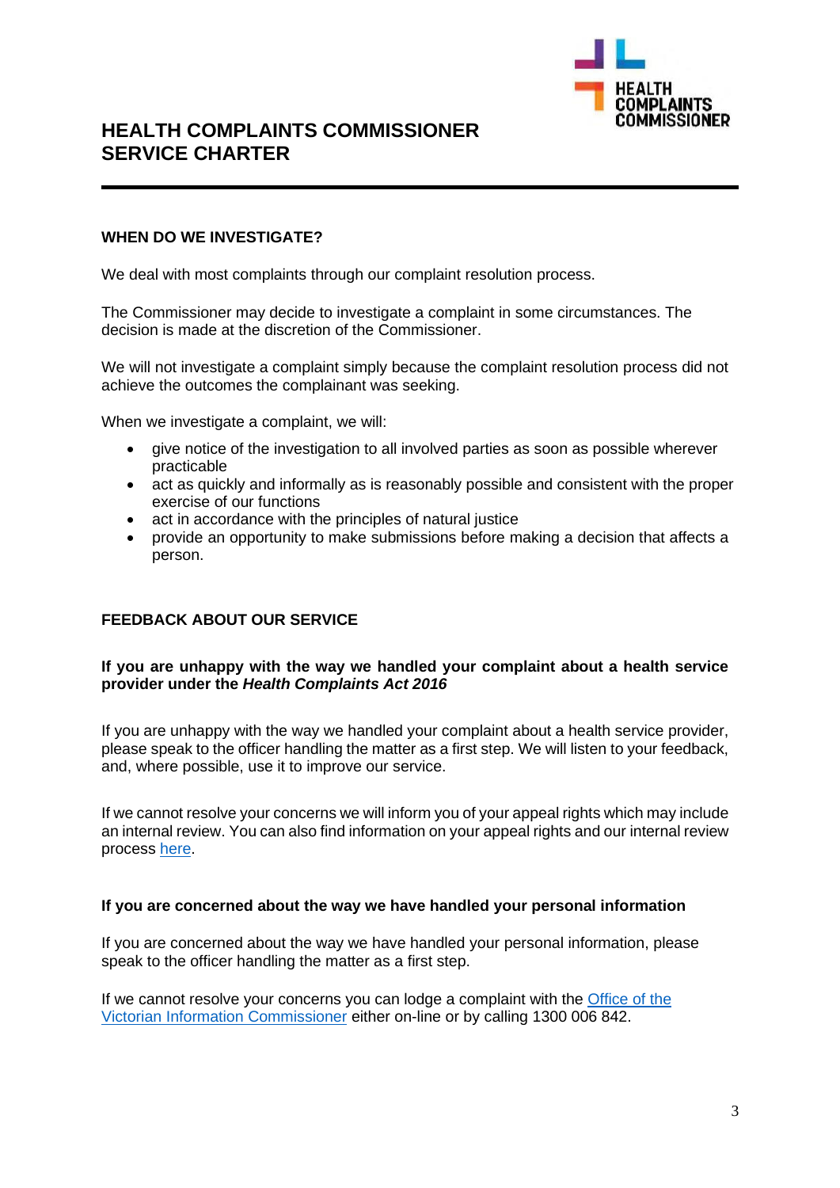# HEALTH COMPLAINTS COMMISSIONER SERVICE CHARTER

## WHEN DO WE INVESTIGATE?

We deal with most complaints through our complaint resolution process.

The Commissioner may decide to investigate a complaint in some circumstances. The decision is made at the discretion of the Commissioner.

We will not investigate a complaint simply because the complaint resolution process did not achieve the outcomes the complainant was seeking.

When we investigate a complaint, we will:

- give notice of the investigation to all involved parties as soon as possible wherever practicable
- act as quickly and informally as is reasonably possible and consistent with the proper exercise of our functions
- act in accordance with the principles of natural justice
- provide an opportunity to make submissions before making a decision that affects a person.

## FEEDBACK ABOUT OUR SERVICE

### If you are unhappy with the way we handled your complaint about a health service provider under the *Health Complaints Act 2016*

If you are unhappy with the way we handled your complaint about a health service provider, please speak to the officer handling the matter as a first step. We will listen to your feedback, and, where possible, use it to improve our service.

If we cannot resolve your concerns we will inform you of your appeal rights which may include an internal review. You can also find information on your appeal rights and our internal review process here.

### If you are concerned about the way we have handled your personal information

If you are concerned about the way we have handled your personal information, please speak to the officer handling the matter as a first step.

If we cannot resolve your concerns you can lodge a complaint with the Office of the Victorian Information Commissioner either on-line or by calling 1300 006 842.